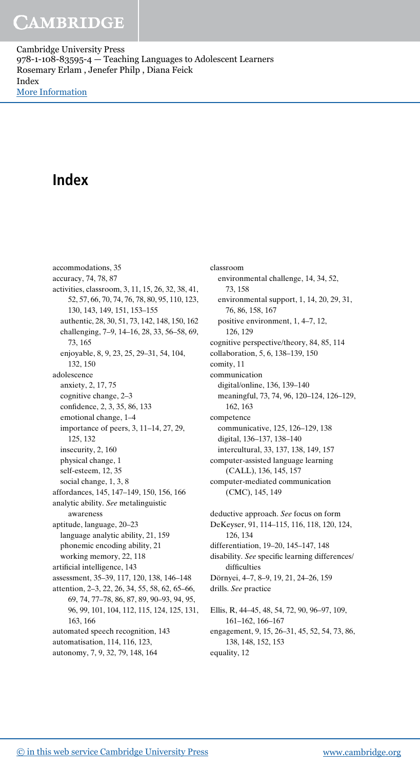# Index

accommodations, 35
accuracy, 74, 78, 87
activities, classroom, 3, 11, 15, 26, 32, 38, 41, 52, 57, 66, 70, 74, 76, 78, 80, 95, 110, 123, 130, 143, 149, 151, 153–155
  authentic, 28, 30, 51, 73, 142, 148, 150, 162
  challenging, 7–9, 14–16, 28, 33, 56–58, 69, 73, 165
  enjoyable, 8, 9, 23, 25, 29–31, 54, 104, 132, 150
adolescence
  anxiety, 2, 17, 75
  cognitive change, 2–3
  confidence, 2, 3, 35, 86, 133
  emotional change, 1–4
  importance of peers, 3, 11–14, 27, 29, 125, 132
  insecurity, 2, 160
  physical change, 1
  self-esteem, 12, 35
  social change, 1, 3, 8
affordances, 145, 147–149, 150, 156, 166
analytic ability. *See* metalinguistic awareness
aptitude, language, 20–23
  language analytic ability, 21, 159
  phonemic encoding ability, 21
  working memory, 22, 118
artificial intelligence, 143
assessment, 35–39, 117, 120, 138, 146–148
attention, 2–3, 22, 26, 34, 55, 58, 62, 65–66, 69, 74, 77–78, 86, 87, 89, 90–93, 94, 95, 96, 99, 101, 104, 112, 115, 124, 125, 131, 163, 166
automated speech recognition, 143
automatisation, 114, 116, 123,
autonomy, 7, 9, 32, 79, 148, 164

classroom
  environmental challenge, 14, 34, 52, 73, 158
  environmental support, 1, 14, 20, 29, 31, 76, 86, 158, 167
  positive environment, 1, 4–7, 12, 126, 129
cognitive perspective/theory, 84, 85, 114
collaboration, 5, 6, 138–139, 150
comity, 11
communication
  digital/online, 136, 139–140
  meaningful, 73, 74, 96, 120–124, 126–129, 162, 163
competence
  communicative, 125, 126–129, 138
  digital, 136–137, 138–140
  intercultural, 33, 137, 138, 149, 157
computer-assisted language learning (CALL), 136, 145, 157
computer-mediated communication (CMC), 145, 149

deductive approach. *See* focus on form
DeKeyser, 91, 114–115, 116, 118, 120, 124, 126, 134
differentiation, 19–20, 145–147, 148
disability. *See* specific learning differences/difficulties
Dörnyei, 4–7, 8–9, 19, 21, 24–26, 159
drills. *See* practice

Ellis, R, 44–45, 48, 54, 72, 90, 96–97, 109, 161–162, 166–167
engagement, 9, 15, 26–31, 45, 52, 54, 73, 86, 138, 148, 152, 153
equality, 12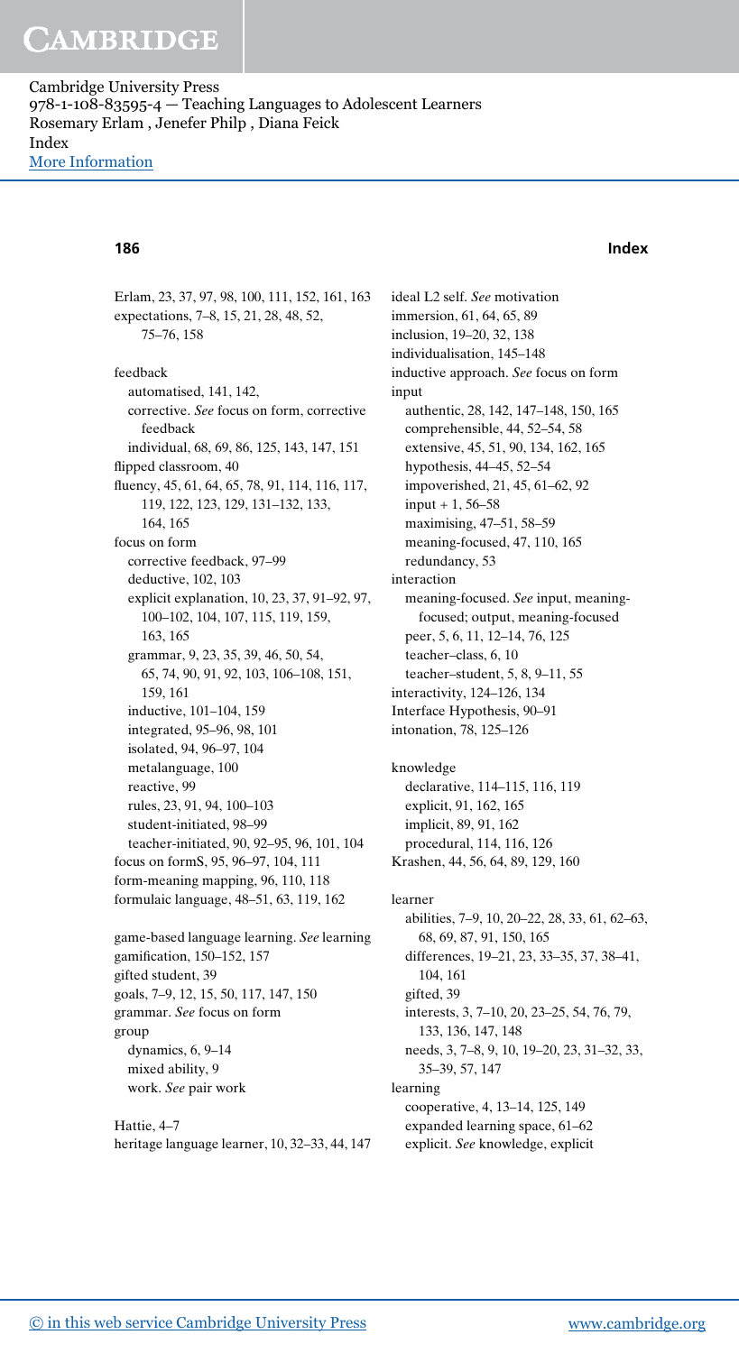Erlam, 23, 37, 97, 98, 100, 111, 152, 161, 163
expectations, 7–8, 15, 21, 28, 48, 52, 75–76, 158

feedback
- automatised, 141, 142,
- corrective. *See* focus on form, corrective feedback
- individual, 68, 69, 86, 125, 143, 147, 151

flipped classroom, 40
fluency, 45, 61, 64, 65, 78, 91, 114, 116, 117, 119, 122, 123, 129, 131–132, 133, 164, 165
focus on form
- corrective feedback, 97–99
- deductive, 102, 103
- explicit explanation, 10, 23, 37, 91–92, 97, 100–102, 104, 107, 115, 119, 159, 163, 165
- grammar, 9, 23, 35, 39, 46, 50, 54, 65, 74, 90, 91, 92, 103, 106–108, 151, 159, 161
- inductive, 101–104, 159
- integrated, 95–96, 98, 101
- isolated, 94, 96–97, 104
- metalanguage, 100
- reactive, 99
- rules, 23, 91, 94, 100–103
- student-initiated, 98–99
- teacher-initiated, 90, 92–95, 96, 101, 104

focus on formS, 95, 96–97, 104, 111
form-meaning mapping, 96, 110, 118
formulaic language, 48–51, 63, 119, 162

game-based language learning. *See* learning
gamification, 150–152, 157
gifted student, 39
goals, 7–9, 12, 15, 50, 117, 147, 150
grammar. *See* focus on form
group
- dynamics, 6, 9–14
- mixed ability, 9
- work. *See* pair work

Hattie, 4–7
heritage language learner, 10, 32–33, 44, 147

ideal L2 self. *See* motivation
immersion, 61, 64, 65, 89
inclusion, 19–20, 32, 138
individualisation, 145–148
inductive approach. *See* focus on form
input
- authentic, 28, 142, 147–148, 150, 165
- comprehensible, 44, 52–54, 58
- extensive, 45, 51, 90, 134, 162, 165
- hypothesis, 44–45, 52–54
- impoverished, 21, 45, 61–62, 92
- input + 1, 56–58
- maximising, 47–51, 58–59
- meaning-focused, 47, 110, 165
- redundancy, 53

interaction
- meaning-focused. *See* input, meaning-focused; output, meaning-focused
- peer, 5, 6, 11, 12–14, 76, 125
- teacher–class, 6, 10
- teacher–student, 5, 8, 9–11, 55

interactivity, 124–126, 134
Interface Hypothesis, 90–91
intonation, 78, 125–126

knowledge
- declarative, 114–115, 116, 119
- explicit, 91, 162, 165
- implicit, 89, 91, 162
- procedural, 114, 116, 126

Krashen, 44, 56, 64, 89, 129, 160

learner
- abilities, 7–9, 10, 20–22, 28, 33, 61, 62–63, 68, 69, 87, 91, 150, 165
- differences, 19–21, 23, 33–35, 37, 38–41, 104, 161
- gifted, 39
- interests, 3, 7–10, 20, 23–25, 54, 76, 79, 133, 136, 147, 148
- needs, 3, 7–8, 9, 10, 19–20, 23, 31–32, 33, 35–39, 57, 147

learning
- cooperative, 4, 13–14, 125, 149
- expanded learning space, 61–62
- explicit. *See* knowledge, explicit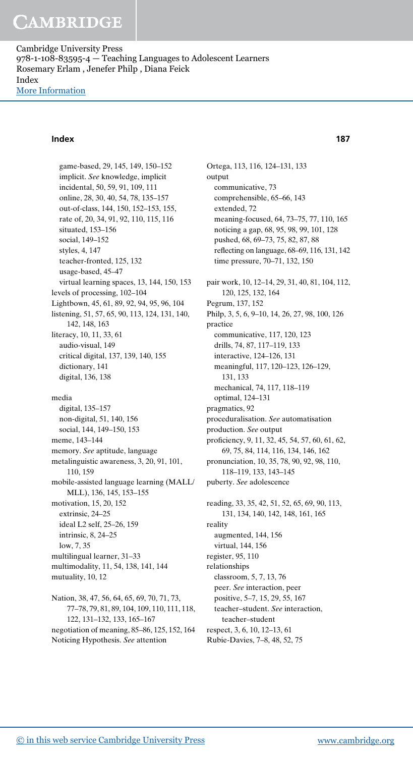game-based, 29, 145, 149, 150–152
implicit. *See* knowledge, implicit
incidental, 50, 59, 91, 109, 111
online, 28, 30, 40, 54, 78, 135–157
out-of-class, 144, 150, 152–153, 155,
rate of, 20, 34, 91, 92, 110, 115, 116
situated, 153–156
social, 149–152
styles, 4, 147
teacher-fronted, 125, 132
usage-based, 45–47
virtual learning spaces, 13, 144, 150, 153

levels of processing, 102–104
Lightbown, 45, 61, 89, 92, 94, 95, 96, 104
listening, 51, 57, 65, 90, 113, 124, 131, 140, 142, 148, 163
literacy, 10, 11, 33, 61
audio-visual, 149
critical digital, 137, 139, 140, 155
dictionary, 141
digital, 136, 138

media
digital, 135–157
non-digital, 51, 140, 156
social, 144, 149–150, 153

meme, 143–144
memory. *See* aptitude, language
metalinguistic awareness, 3, 20, 91, 101, 110, 159
mobile-assisted language learning (MALL/MLL), 136, 145, 153–155
motivation, 15, 20, 152
extrinsic, 24–25
ideal L2 self, 25–26, 159
intrinsic, 8, 24–25
low, 7, 35

multilingual learner, 31–33
multimodality, 11, 54, 138, 141, 144
mutuality, 10, 12

Nation, 38, 47, 56, 64, 65, 69, 70, 71, 73, 77–78, 79, 81, 89, 104, 109, 110, 111, 118, 122, 131–132, 133, 165–167
negotiation of meaning, 85–86, 125, 152, 164
Noticing Hypothesis. *See* attention

Ortega, 113, 116, 124–131, 133
output
communicative, 73
comprehensible, 65–66, 143
extended, 72
meaning-focused, 64, 73–75, 77, 110, 165
noticing a gap, 68, 95, 98, 99, 101, 128
pushed, 68, 69–73, 75, 82, 87, 88
reflecting on language, 68–69, 116, 131, 142
time pressure, 70–71, 132, 150

pair work, 10, 12–14, 29, 31, 40, 81, 104, 112, 120, 125, 132, 164
Pegrum, 137, 152
Philp, 3, 5, 6, 9–10, 14, 26, 27, 98, 100, 126
practice
communicative, 117, 120, 123
drills, 74, 87, 117–119, 133
interactive, 124–126, 131
meaningful, 117, 120–123, 126–129, 131, 133
mechanical, 74, 117, 118–119
optimal, 124–131

pragmatics, 92
proceduralisation. *See* automatisation
production. *See* output
proficiency, 9, 11, 32, 45, 54, 57, 60, 61, 62, 69, 75, 84, 114, 116, 134, 146, 162
pronunciation, 10, 35, 78, 90, 92, 98, 110, 118–119, 133, 143–145
puberty. *See* adolescence

reading, 33, 35, 42, 51, 52, 65, 69, 90, 113, 131, 134, 140, 142, 148, 161, 165
reality
augmented, 144, 156
virtual, 144, 156

register, 95, 110
relationships
classroom, 5, 7, 13, 76
peer. *See* interaction, peer
positive, 5–7, 15, 29, 55, 167
teacher–student. *See* interaction, teacher–student

respect, 3, 6, 10, 12–13, 61
Rubie-Davies, 7–8, 48, 52, 75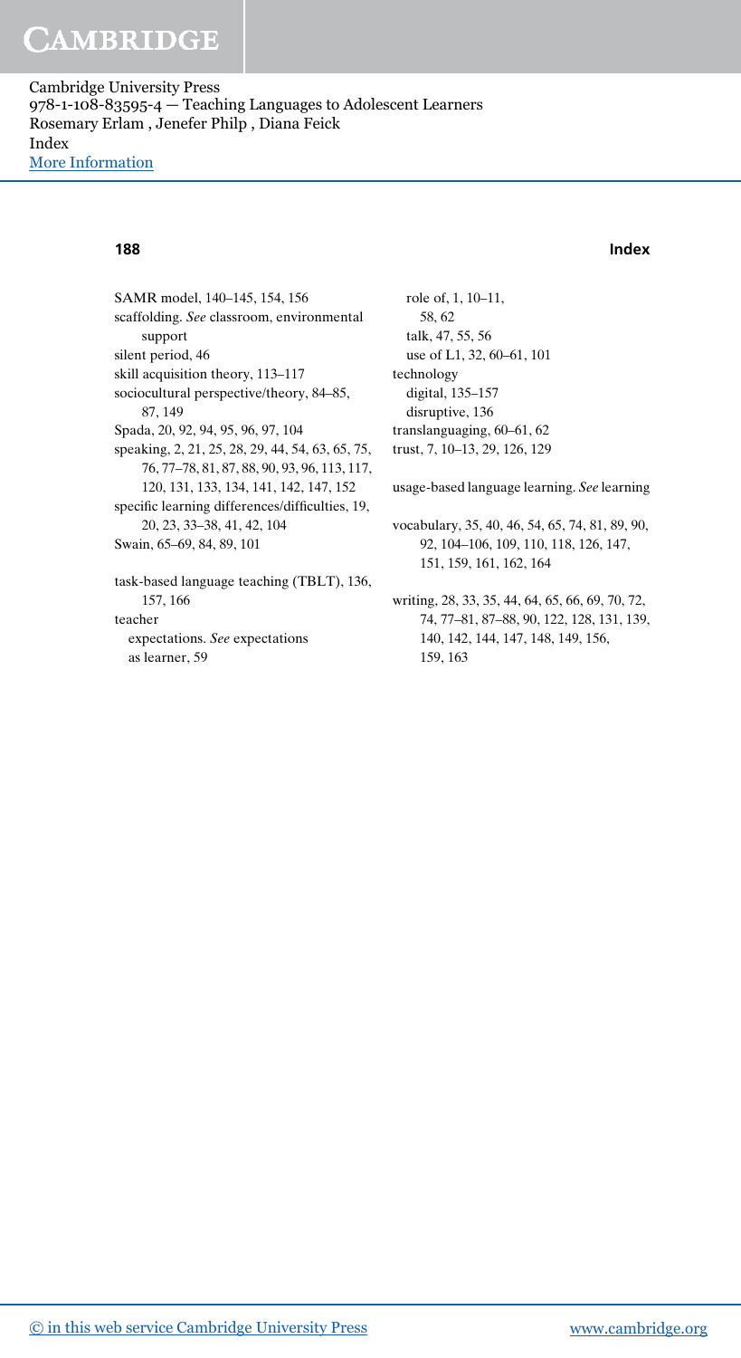SAMR model, 140–145, 154, 156
scaffolding. *See* classroom, environmental support
silent period, 46
skill acquisition theory, 113–117
sociocultural perspective/theory, 84–85, 87, 149
Spada, 20, 92, 94, 95, 96, 97, 104
speaking, 2, 21, 25, 28, 29, 44, 54, 63, 65, 75, 76, 77–78, 81, 87, 88, 90, 93, 96, 113, 117, 120, 131, 133, 134, 141, 142, 147, 152
specific learning differences/difficulties, 19, 20, 23, 33–38, 41, 42, 104
Swain, 65–69, 84, 89, 101

task-based language teaching (TBLT), 136, 157, 166
teacher
  expectations. *See* expectations
  as learner, 59
  role of, 1, 10–11, 58, 62
  talk, 47, 55, 56
  use of L1, 32, 60–61, 101
technology
  digital, 135–157
  disruptive, 136
translanguaging, 60–61, 62
trust, 7, 10–13, 29, 126, 129

usage-based language learning. *See* learning

vocabulary, 35, 40, 46, 54, 65, 74, 81, 89, 90, 92, 104–106, 109, 110, 118, 126, 147, 151, 159, 161, 162, 164

writing, 28, 33, 35, 44, 64, 65, 66, 69, 70, 72, 74, 77–81, 87–88, 90, 122, 128, 131, 139, 140, 142, 144, 147, 148, 149, 156, 159, 163